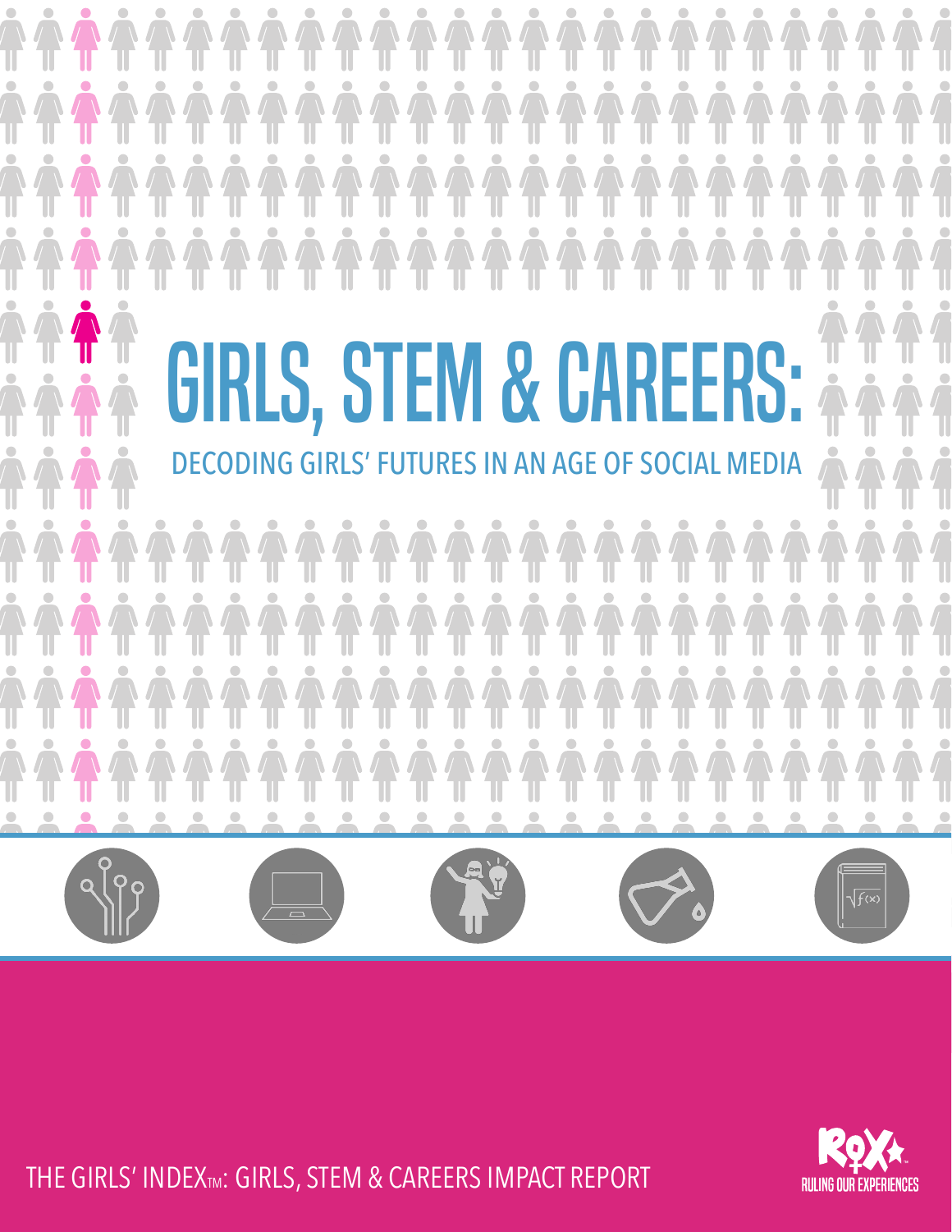# GIRLS, STEM & CAREERS:

## DECODING GIRLS' FUTURES IN AN AGE OF SOCIAL MEDIA

THE GIRLS' INDEX™: GIRLS, STEM & CAREERS IMPACT REPORT

RULING OUR EXPERIENCES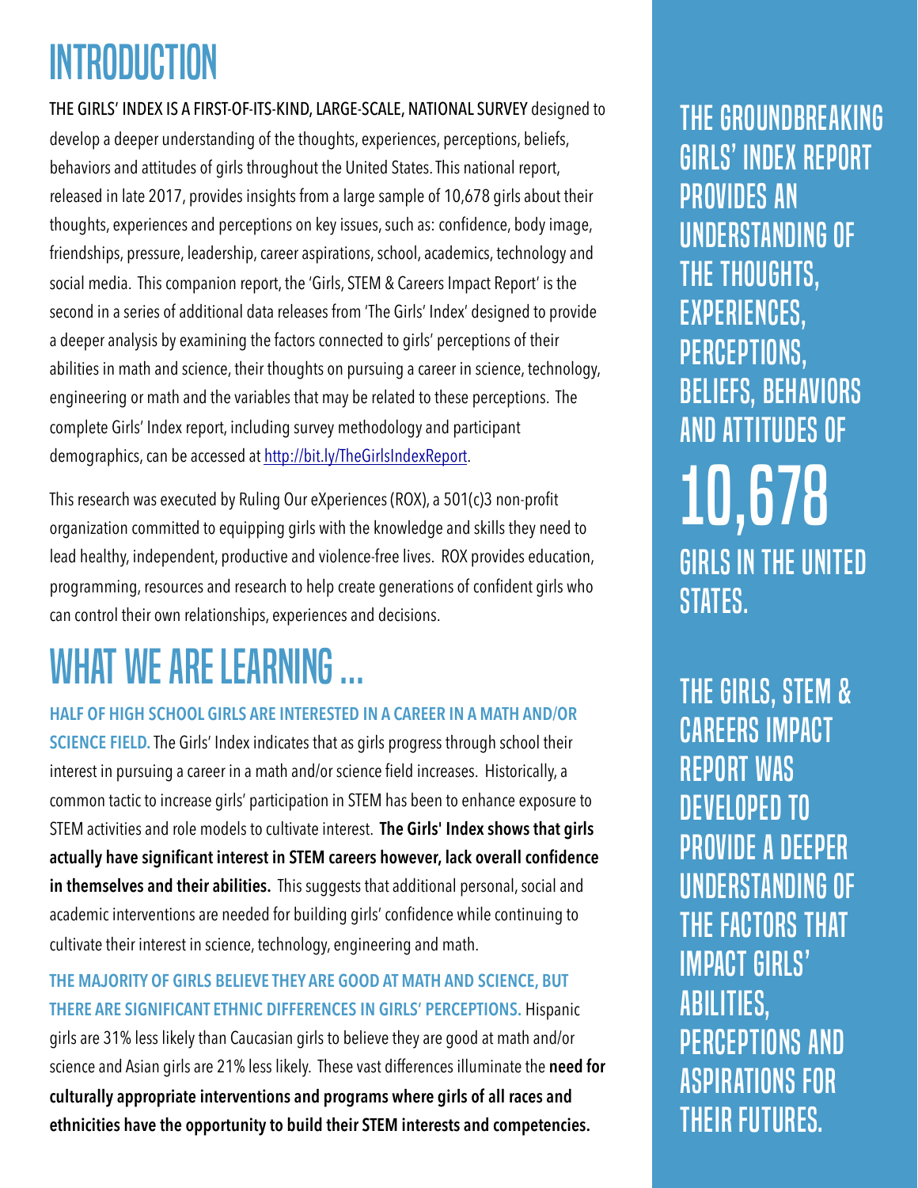# INTRODUCTION

THE GIRLS' INDEX IS A FIRST-OF-ITS-KIND, LARGE-SCALE, NATIONAL SURVEY designed to develop a deeper understanding of the thoughts, experiences, perceptions, beliefs, behaviors and attitudes of girls throughout the United States. This national report, released in late 2017, provides insights from a large sample of 10,678 girls about their thoughts, experiences and perceptions on key issues, such as: confidence, body image, friendships, pressure, leadership, career aspirations, school, academics, technology and social media. This companion report, the 'Girls, STEM & Careers Impact Report' is the second in a series of additional data releases from 'The Girls' Index' designed to provide a deeper analysis by examining the factors connected to girls' perceptions of their abilities in math and science, their thoughts on pursuing a career in science, technology, engineering or math and the variables that may be related to these perceptions. The complete Girls' Index report, including survey methodology and participant demographics, can be accessed at [http://bit.ly/TheGirlsIndexReport](http://bit.ly/TheGirlsIndexReport).

This research was executed by Ruling Our eXperiences (ROX), a 501(c)3 non-profit organization committed to equipping girls with the knowledge and skills they need to lead healthy, independent, productive and violence-free lives. ROX provides education, programming, resources and research to help create generations of confident girls who can control their own relationships, experiences and decisions.

# WHAT WE ARE LEARNING ...

**HALF OF HIGH SCHOOL GIRLS ARE INTERESTED IN A CAREER IN A MATH AND/OR SCIENCE FIELD.** The Girls' Index indicates that as girls progress through school their interest in pursuing a career in a math and/or science field increases. Historically, a common tactic to increase girls' participation in STEM has been to enhance exposure to STEM activities and role models to cultivate interest. **The Girls' Index shows that girls actually have significant interest in STEM careers however, lack overall confidence in themselves and their abilities.** This suggests that additional personal, social and academic interventions are needed for building girls' confidence while continuing to cultivate their interest in science, technology, engineering and math.

**THE MAJORITY OF GIRLS BELIEVE THEY ARE GOOD AT MATH AND SCIENCE, BUT THERE ARE SIGNIFICANT ETHNIC DIFFERENCES IN GIRLS' PERCEPTIONS.** Hispanic girls are 31% less likely than Caucasian girls to believe they are good at math and/or science and Asian girls are 21% less likely. These vast differences illuminate the **need for culturally appropriate interventions and programs where girls of all races and ethnicities have the opportunity to build their STEM interests and competencies.**

THE GROUNDBREAKING GIRLS' INDEX REPORT PROVIDES AN UNDERSTANDING OF THE THOUGHTS, EXPERIENCES, PERCEPTIONS, BELIEFS, BEHAVIORS AND ATTITUDES OF

**10,678**

GIRLS IN THE UNITED STATES.

THE GIRLS, STEM & CAREERS IMPACT REPORT WAS DEVELOPED TO PROVIDE A DEEPER UNDERSTANDING OF THE FACTORS THAT IMPACT GIRLS' ABILITIES, PERCEPTIONS AND ASPIRATIONS FOR THEIR FUTURES.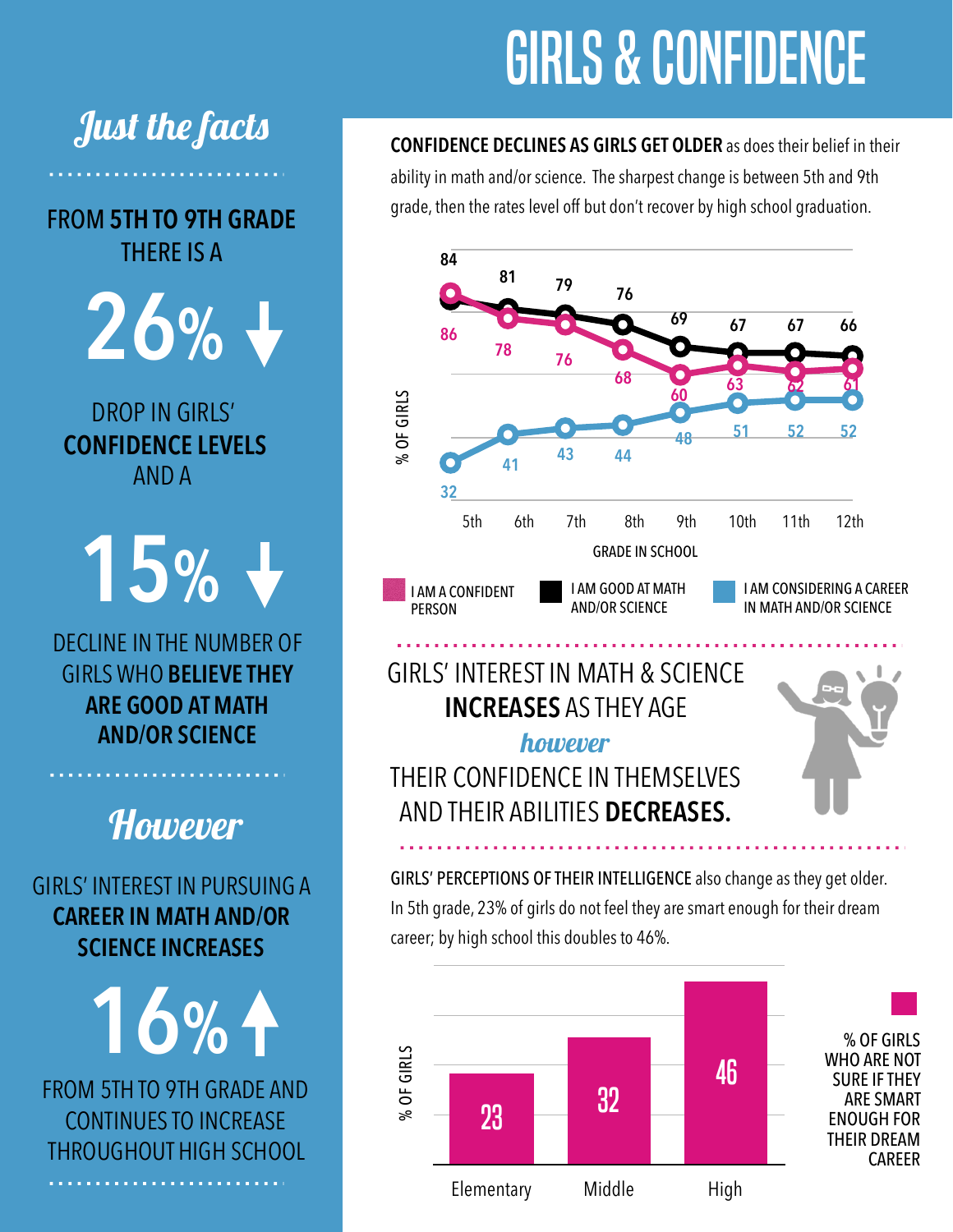# GIRLS & CONFIDENCE

## *Just the facts*

FROM **5TH TO 9TH GRADE** THERE IS A

**26% ↓**

DROP IN GIRLS' **CONFIDENCE LEVELS** AND A

**15% ↓**

DECLINE IN THE NUMBER OF GIRLS WHO **BELIEVE THEY ARE GOOD AT MATH AND/OR SCIENCE**

## *However*

GIRLS' INTEREST IN PURSUING A **CAREER IN MATH AND/OR SCIENCE INCREASES**

**16% ↑**

FROM 5TH TO 9TH GRADE AND CONTINUES TO INCREASE THROUGHOUT HIGH SCHOOL

---

**CONFIDENCE DECLINES AS GIRLS GET OLDER** as does their belief in their ability in math and/or science. The sharpest change is between 5th and 9th grade, then the rates level off but don't recover by high school graduation.

| GRADE IN SCHOOL | 5th | 6th | 7th | 8th | 9th | 10th | 11th | 12th |
|---|---|---|---|---|---|---|---|---|
| I AM A CONFIDENT PERSON (% OF GIRLS) | 86 | 78 | 76 | 68 | 60 | 63 | 62 | 61 |
| I AM GOOD AT MATH AND/OR SCIENCE (% OF GIRLS) | 84 | 81 | 79 | 76 | 69 | 67 | 67 | 66 |
| I AM CONSIDERING A CAREER IN MATH AND/OR SCIENCE (% OF GIRLS) | 32 | 41 | 43 | 44 | 48 | 51 | 52 | 52 |

GIRLS' INTEREST IN MATH & SCIENCE **INCREASES** AS THEY AGE

*however*

THEIR CONFIDENCE IN THEMSELVES AND THEIR ABILITIES **DECREASES.**

**GIRLS' PERCEPTIONS OF THEIR INTELLIGENCE** also change as they get older. In 5th grade, 23% of girls do not feel they are smart enough for their dream career; by high school this doubles to 46%.

| | Elementary | Middle | High |
|---|---|---|---|
| % OF GIRLS WHO ARE NOT SURE IF THEY ARE SMART ENOUGH FOR THEIR DREAM CAREER | 23 | 32 | 46 |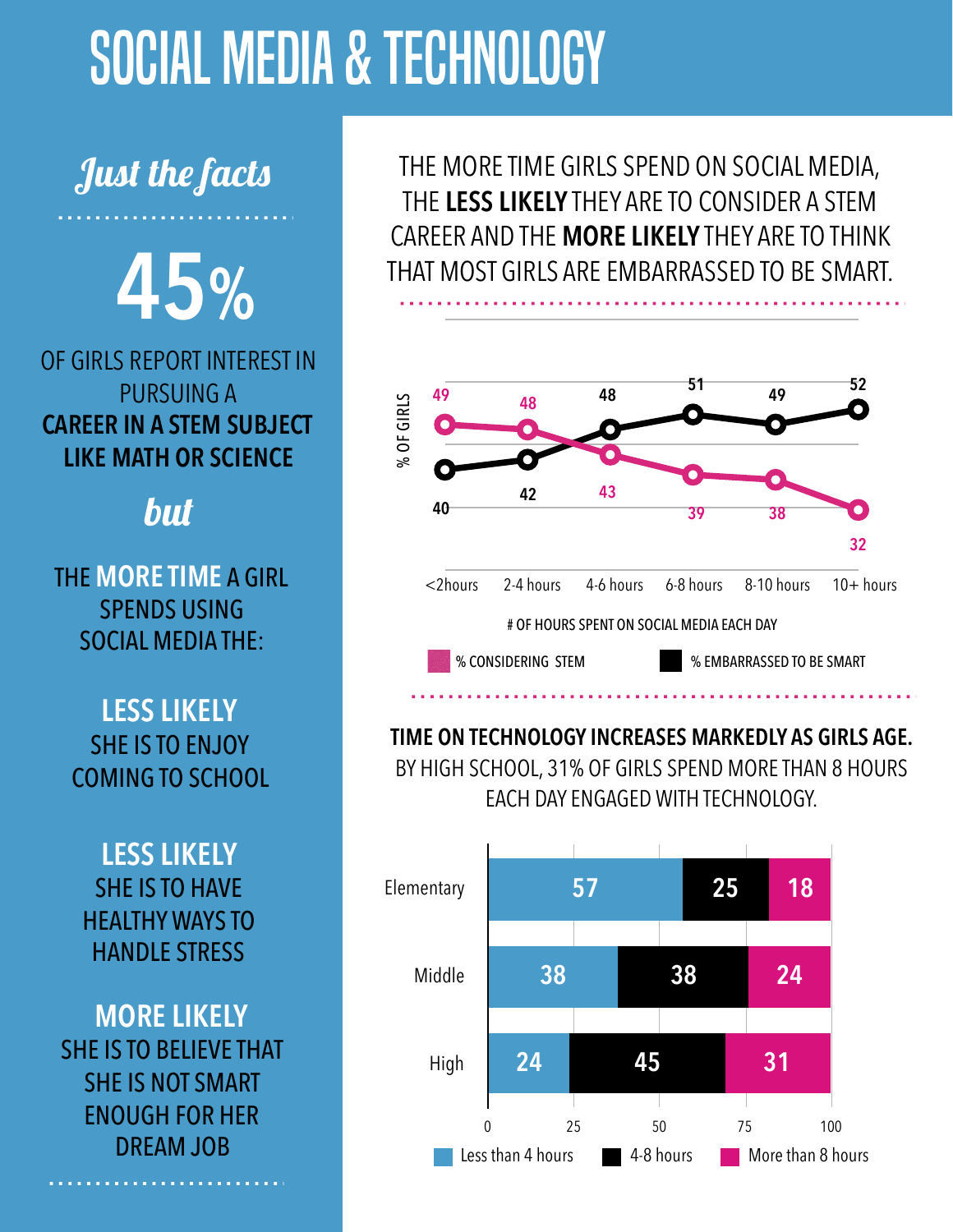# SOCIAL MEDIA & TECHNOLOGY

## *Just the facts*

**45%**

OF GIRLS REPORT INTEREST IN PURSUING A **CAREER IN A STEM SUBJECT LIKE MATH OR SCIENCE**

***but***

THE **MORE TIME** A GIRL SPENDS USING SOCIAL MEDIA THE:

**LESS LIKELY** SHE IS TO ENJOY COMING TO SCHOOL

**LESS LIKELY** SHE IS TO HAVE HEALTHY WAYS TO HANDLE STRESS

**MORE LIKELY** SHE IS TO BELIEVE THAT SHE IS NOT SMART ENOUGH FOR HER DREAM JOB

THE MORE TIME GIRLS SPEND ON SOCIAL MEDIA, THE **LESS LIKELY** THEY ARE TO CONSIDER A STEM CAREER AND THE **MORE LIKELY** THEY ARE TO THINK THAT MOST GIRLS ARE EMBARRASSED TO BE SMART.

| # OF HOURS SPENT ON SOCIAL MEDIA EACH DAY | % CONSIDERING STEM | % EMBARRASSED TO BE SMART |
|---|---|---|
| <2hours | 49 | 40 |
| 2-4 hours | 48 | 42 |
| 4-6 hours | 43 | 48 |
| 6-8 hours | 39 | 51 |
| 8-10 hours | 38 | 49 |
| 10+ hours | 32 | 52 |

**TIME ON TECHNOLOGY INCREASES MARKEDLY AS GIRLS AGE.** BY HIGH SCHOOL, 31% OF GIRLS SPEND MORE THAN 8 HOURS EACH DAY ENGAGED WITH TECHNOLOGY.

| | Less than 4 hours | 4-8 hours | More than 8 hours |
|---|---|---|---|
| Elementary | 57 | 25 | 18 |
| Middle | 38 | 38 | 24 |
| High | 24 | 45 | 31 |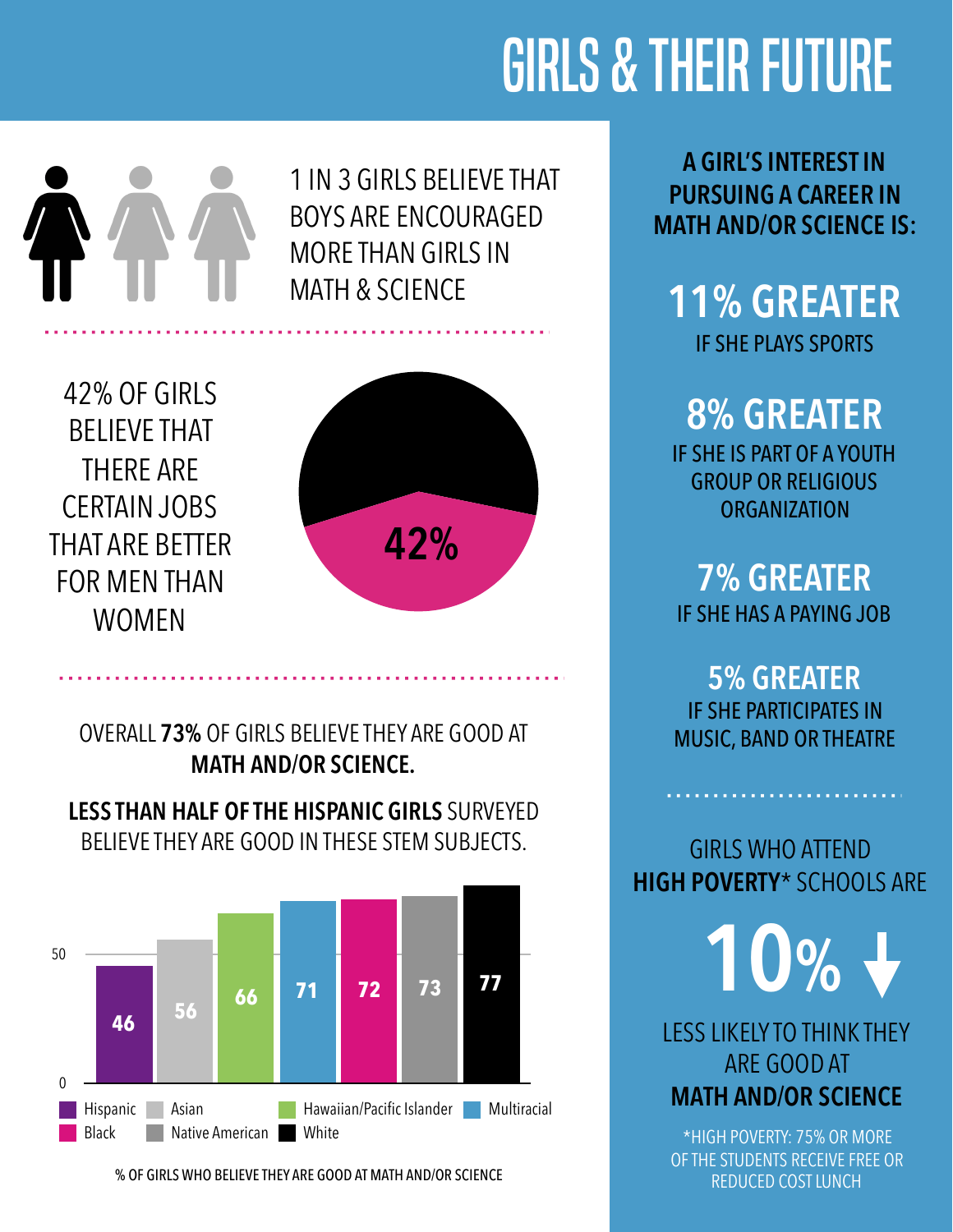# GIRLS & THEIR FUTURE

1 IN 3 GIRLS BELIEVE THAT BOYS ARE ENCOURAGED MORE THAN GIRLS IN MATH & SCIENCE

42% OF GIRLS BELIEVE THAT THERE ARE CERTAIN JOBS THAT ARE BETTER FOR MEN THAN WOMEN

42%

OVERALL **73%** OF GIRLS BELIEVE THEY ARE GOOD AT **MATH AND/OR SCIENCE.**

**LESS THAN HALF OF THE HISPANIC GIRLS** SURVEYED BELIEVE THEY ARE GOOD IN THESE STEM SUBJECTS.

| Group | % |
|---|---|
| Hispanic | 46 |
| Asian | 56 |
| Hawaiian/Pacific Islander | 66 |
| Multiracial | 71 |
| Black | 72 |
| Native American | 73 |
| White | 77 |

% OF GIRLS WHO BELIEVE THEY ARE GOOD AT MATH AND/OR SCIENCE

**A GIRL'S INTEREST IN PURSUING A CAREER IN MATH AND/OR SCIENCE IS:**

**11% GREATER**
IF SHE PLAYS SPORTS

**8% GREATER**
IF SHE IS PART OF A YOUTH GROUP OR RELIGIOUS ORGANIZATION

**7% GREATER**
IF SHE HAS A PAYING JOB

**5% GREATER**
IF SHE PARTICIPATES IN MUSIC, BAND OR THEATRE

GIRLS WHO ATTEND **HIGH POVERTY*** SCHOOLS ARE

**10%** ↓

LESS LIKELY TO THINK THEY ARE GOOD AT **MATH AND/OR SCIENCE**

*HIGH POVERTY: 75% OR MORE OF THE STUDENTS RECEIVE FREE OR REDUCED COST LUNCH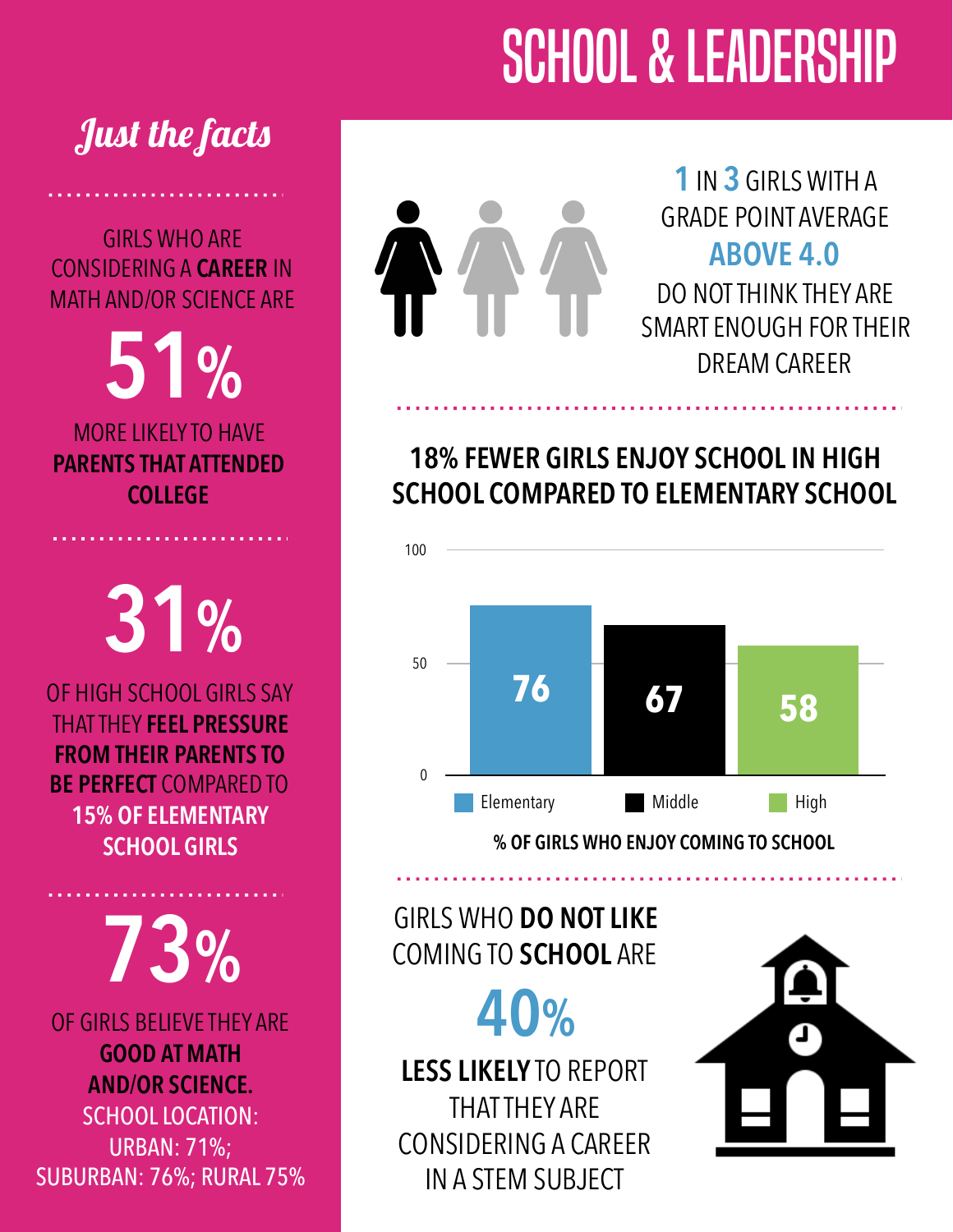# SCHOOL & LEADERSHIP

## *Just the facts*

GIRLS WHO ARE CONSIDERING A **CAREER** IN MATH AND/OR SCIENCE ARE

**51%**

MORE LIKELY TO HAVE **PARENTS THAT ATTENDED COLLEGE**

**31%**

OF HIGH SCHOOL GIRLS SAY THAT THEY **FEEL PRESSURE FROM THEIR PARENTS TO BE PERFECT** COMPARED TO **15% OF ELEMENTARY SCHOOL GIRLS**

**73%**

OF GIRLS BELIEVE THEY ARE **GOOD AT MATH AND/OR SCIENCE.**
SCHOOL LOCATION: URBAN: 71%; SUBURBAN: 76%; RURAL 75%

---

**1** IN **3** GIRLS WITH A GRADE POINT AVERAGE **ABOVE 4.0** DO NOT THINK THEY ARE SMART ENOUGH FOR THEIR DREAM CAREER

### 18% FEWER GIRLS ENJOY SCHOOL IN HIGH SCHOOL COMPARED TO ELEMENTARY SCHOOL

| School Level | % |
|---|---|
| Elementary | 76 |
| Middle | 67 |
| High | 58 |

**% OF GIRLS WHO ENJOY COMING TO SCHOOL**

GIRLS WHO **DO NOT LIKE** COMING TO **SCHOOL** ARE

**40%**

**LESS LIKELY** TO REPORT THAT THEY ARE CONSIDERING A CAREER IN A STEM SUBJECT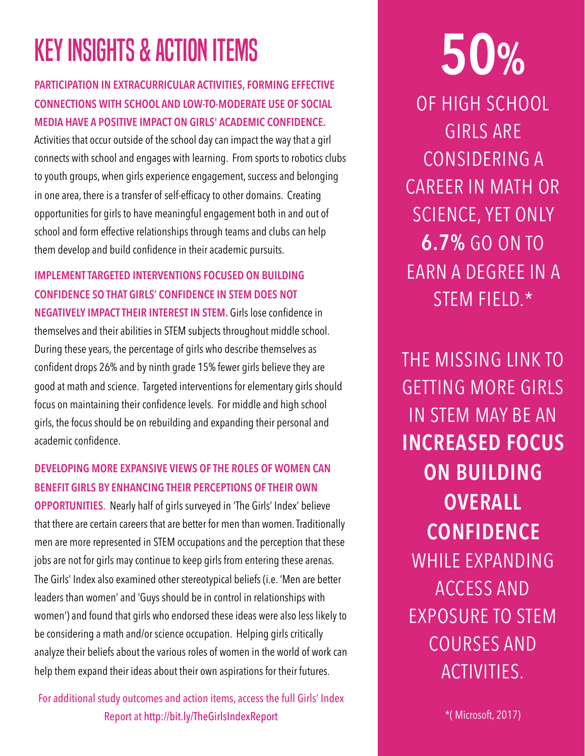# KEY INSIGHTS & ACTION ITEMS

**PARTICIPATION IN EXTRACURRICULAR ACTIVITIES, FORMING EFFECTIVE CONNECTIONS WITH SCHOOL AND LOW-TO-MODERATE USE OF SOCIAL MEDIA HAVE A POSITIVE IMPACT ON GIRLS' ACADEMIC CONFIDENCE.** Activities that occur outside of the school day can impact the way that a girl connects with school and engages with learning. From sports to robotics clubs to youth groups, when girls experience engagement, success and belonging in one area, there is a transfer of self-efficacy to other domains. Creating opportunities for girls to have meaningful engagement both in and out of school and form effective relationships through teams and clubs can help them develop and build confidence in their academic pursuits.

**IMPLEMENT TARGETED INTERVENTIONS FOCUSED ON BUILDING CONFIDENCE SO THAT GIRLS' CONFIDENCE IN STEM DOES NOT NEGATIVELY IMPACT THEIR INTEREST IN STEM.** Girls lose confidence in themselves and their abilities in STEM subjects throughout middle school. During these years, the percentage of girls who describe themselves as confident drops 26% and by ninth grade 15% fewer girls believe they are good at math and science. Targeted interventions for elementary girls should focus on maintaining their confidence levels. For middle and high school girls, the focus should be on rebuilding and expanding their personal and academic confidence.

**DEVELOPING MORE EXPANSIVE VIEWS OF THE ROLES OF WOMEN CAN BENEFIT GIRLS BY ENHANCING THEIR PERCEPTIONS OF THEIR OWN OPPORTUNITIES.** Nearly half of girls surveyed in 'The Girls' Index' believe that there are certain careers that are better for men than women. Traditionally men are more represented in STEM occupations and the perception that these jobs are not for girls may continue to keep girls from entering these arenas. The Girls' Index also examined other stereotypical beliefs (i.e. 'Men are better leaders than women' and 'Guys should be in control in relationships with women') and found that girls who endorsed these ideas were also less likely to be considering a math and/or science occupation. Helping girls critically analyze their beliefs about the various roles of women in the world of work can help them expand their ideas about their own aspirations for their futures.

For additional study outcomes and action items, access the full Girls' Index Report at http://bit.ly/TheGirlsIndexReport

**50%**

OF HIGH SCHOOL GIRLS ARE CONSIDERING A CAREER IN MATH OR SCIENCE, YET ONLY **6.7%** GO ON TO EARN A DEGREE IN A STEM FIELD.*

THE MISSING LINK TO GETTING MORE GIRLS IN STEM MAY BE AN **INCREASED FOCUS ON BUILDING OVERALL CONFIDENCE** WHILE EXPANDING ACCESS AND EXPOSURE TO STEM COURSES AND ACTIVITIES.

*( Microsoft, 2017)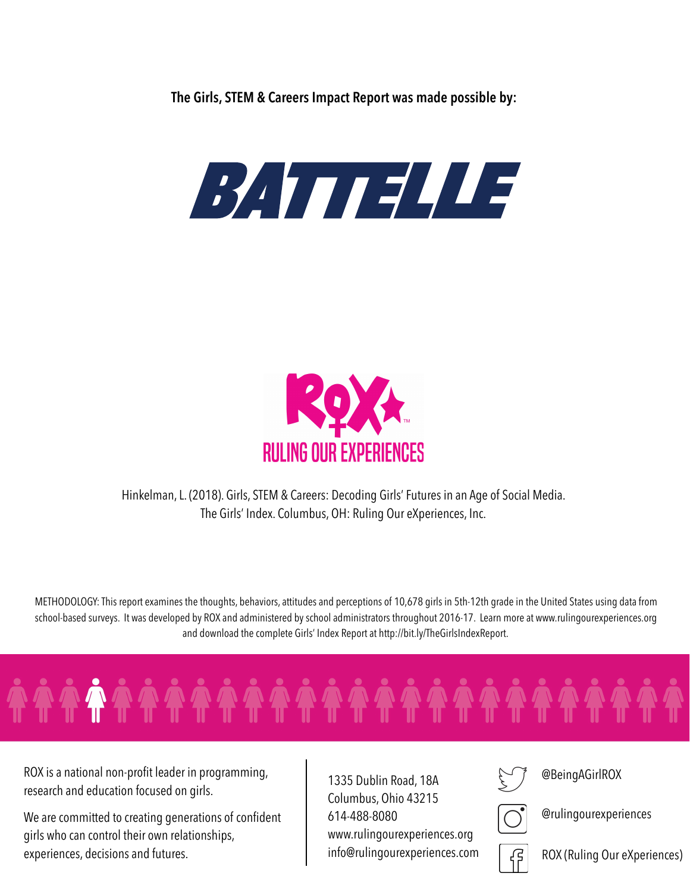**The Girls, STEM & Careers Impact Report was made possible by:**

BATTELLE

ROX
RULING OUR EXPERIENCES

Hinkelman, L. (2018). Girls, STEM & Careers: Decoding Girls' Futures in an Age of Social Media. The Girls' Index. Columbus, OH: Ruling Our eXperiences, Inc.

METHODOLOGY: This report examines the thoughts, behaviors, attitudes and perceptions of 10,678 girls in 5th-12th grade in the United States using data from school-based surveys. It was developed by ROX and administered by school administrators throughout 2016-17. Learn more at www.rulingourexperiences.org and download the complete Girls' Index Report at http://bit.ly/TheGirlsIndexReport.

ROX is a national non-profit leader in programming, research and education focused on girls.

We are committed to creating generations of confident girls who can control their own relationships, experiences, decisions and futures.

1335 Dublin Road, 18A
Columbus, Ohio 43215
614-488-8080
www.rulingourexperiences.org
info@rulingourexperiences.com

@BeingAGirlROX

@rulingourexperiences

ROX (Ruling Our eXperiences)